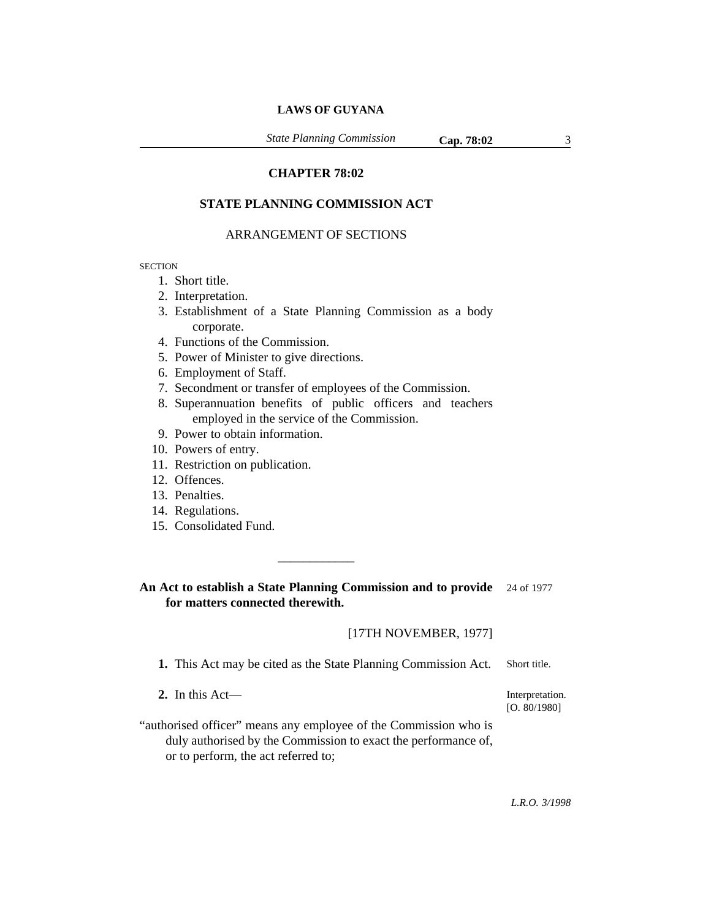# CHAPTER 78:02

## STATE PLANNING COMMISSION ACT

### ARRANGEMENT OF SECTIONS

SECTION

1. Short title.
2. Interpretation.
3. Establishment of a State Planning Commission as a body corporate.
4. Functions of the Commission.
5. Power of Minister to give directions.
6. Employment of Staff.
7. Secondment or transfer of employees of the Commission.
8. Superannuation benefits of public officers and teachers employed in the service of the Commission.
9. Power to obtain information.
10. Powers of entry.
11. Restriction on publication.
12. Offences.
13. Penalties.
14. Regulations.
15. Consolidated Fund.

---

**An Act to establish a State Planning Commission and to provide for matters connected therewith.** 24 of 1977

[17TH NOVEMBER, 1977]

**1.** This Act may be cited as the State Planning Commission Act. Short title.

**2.** In this Act— Interpretation. [O. 80/1980]

"authorised officer" means any employee of the Commission who is duly authorised by the Commission to exact the performance of, or to perform, the act referred to;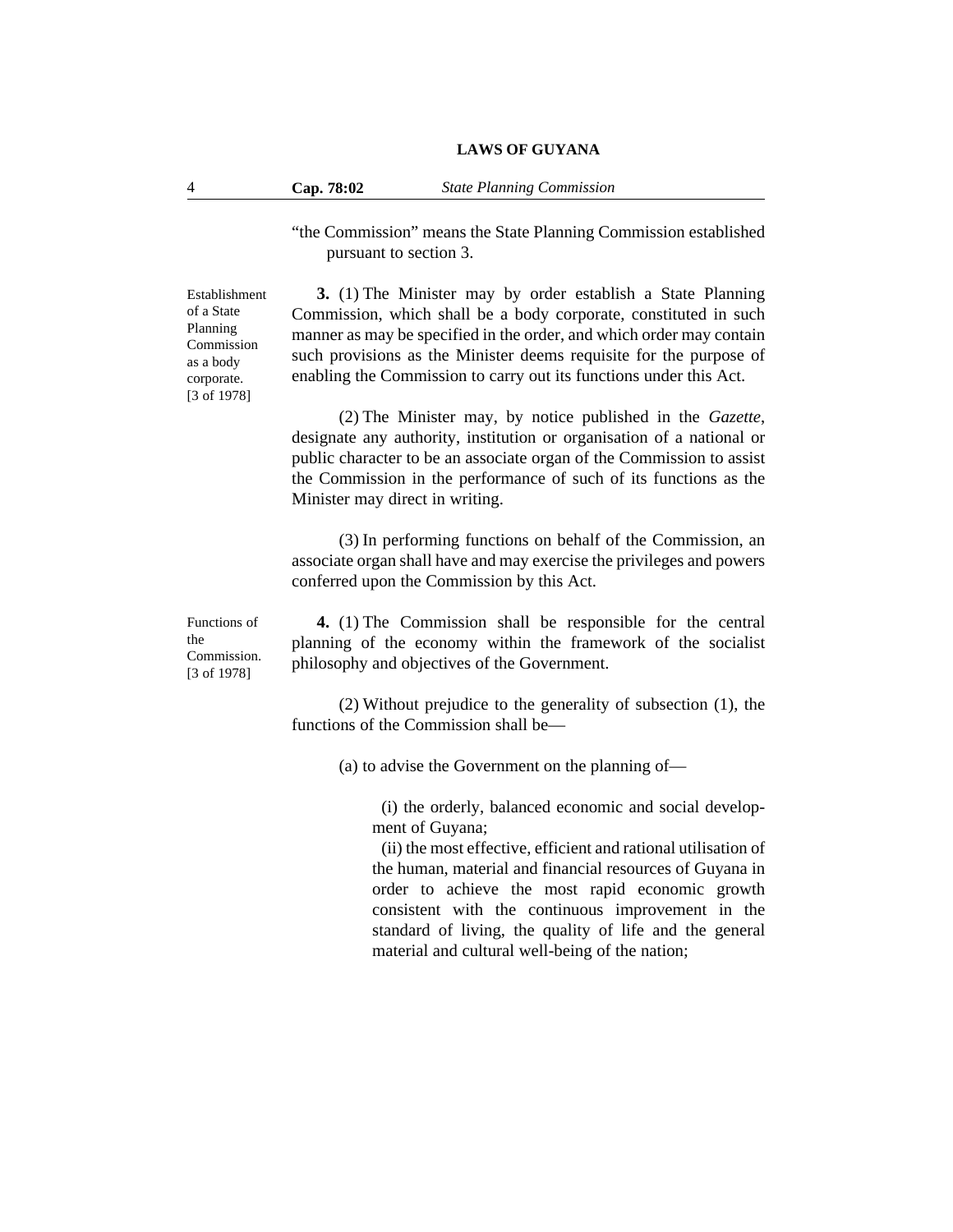"the Commission" means the State Planning Commission established pursuant to section 3.

Establishment of a State Planning Commission as a body corporate. [3 of 1978]

**3.** (1) The Minister may by order establish a State Planning Commission, which shall be a body corporate, constituted in such manner as may be specified in the order, and which order may contain such provisions as the Minister deems requisite for the purpose of enabling the Commission to carry out its functions under this Act.

(2) The Minister may, by notice published in the *Gazette*, designate any authority, institution or organisation of a national or public character to be an associate organ of the Commission to assist the Commission in the performance of such of its functions as the Minister may direct in writing.

(3) In performing functions on behalf of the Commission, an associate organ shall have and may exercise the privileges and powers conferred upon the Commission by this Act.

Functions of the Commission. [3 of 1978]

**4.** (1) The Commission shall be responsible for the central planning of the economy within the framework of the socialist philosophy and objectives of the Government.

(2) Without prejudice to the generality of subsection (1), the functions of the Commission shall be—

(a) to advise the Government on the planning of—

(i) the orderly, balanced economic and social development of Guyana;

(ii) the most effective, efficient and rational utilisation of the human, material and financial resources of Guyana in order to achieve the most rapid economic growth consistent with the continuous improvement in the standard of living, the quality of life and the general material and cultural well-being of the nation;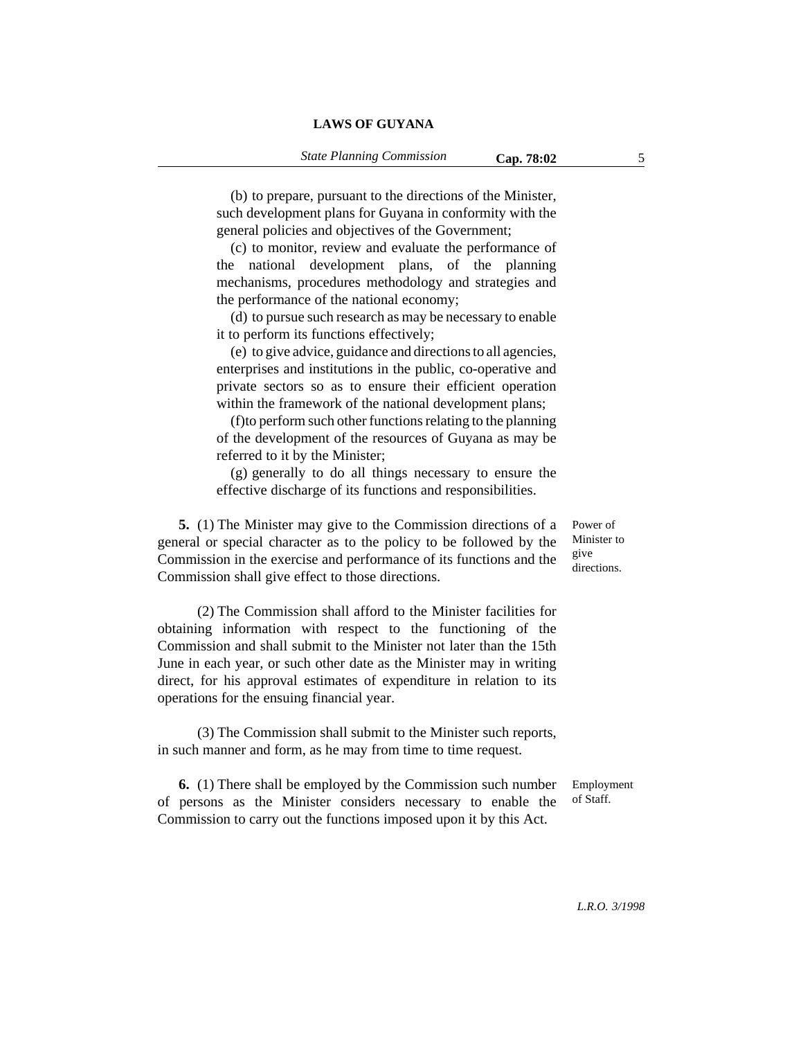(b) to prepare, pursuant to the directions of the Minister, such development plans for Guyana in conformity with the general policies and objectives of the Government;

(c) to monitor, review and evaluate the performance of the national development plans, of the planning mechanisms, procedures methodology and strategies and the performance of the national economy;

(d) to pursue such research as may be necessary to enable it to perform its functions effectively;

(e) to give advice, guidance and directions to all agencies, enterprises and institutions in the public, co-operative and private sectors so as to ensure their efficient operation within the framework of the national development plans;

(f)to perform such other functions relating to the planning of the development of the resources of Guyana as may be referred to it by the Minister;

(g) generally to do all things necessary to ensure the effective discharge of its functions and responsibilities.

Power of Minister to give directions.

**5.** (1) The Minister may give to the Commission directions of a general or special character as to the policy to be followed by the Commission in the exercise and performance of its functions and the Commission shall give effect to those directions.

(2) The Commission shall afford to the Minister facilities for obtaining information with respect to the functioning of the Commission and shall submit to the Minister not later than the 15th June in each year, or such other date as the Minister may in writing direct, for his approval estimates of expenditure in relation to its operations for the ensuing financial year.

(3) The Commission shall submit to the Minister such reports, in such manner and form, as he may from time to time request.

Employment of Staff.

**6.** (1) There shall be employed by the Commission such number of persons as the Minister considers necessary to enable the Commission to carry out the functions imposed upon it by this Act.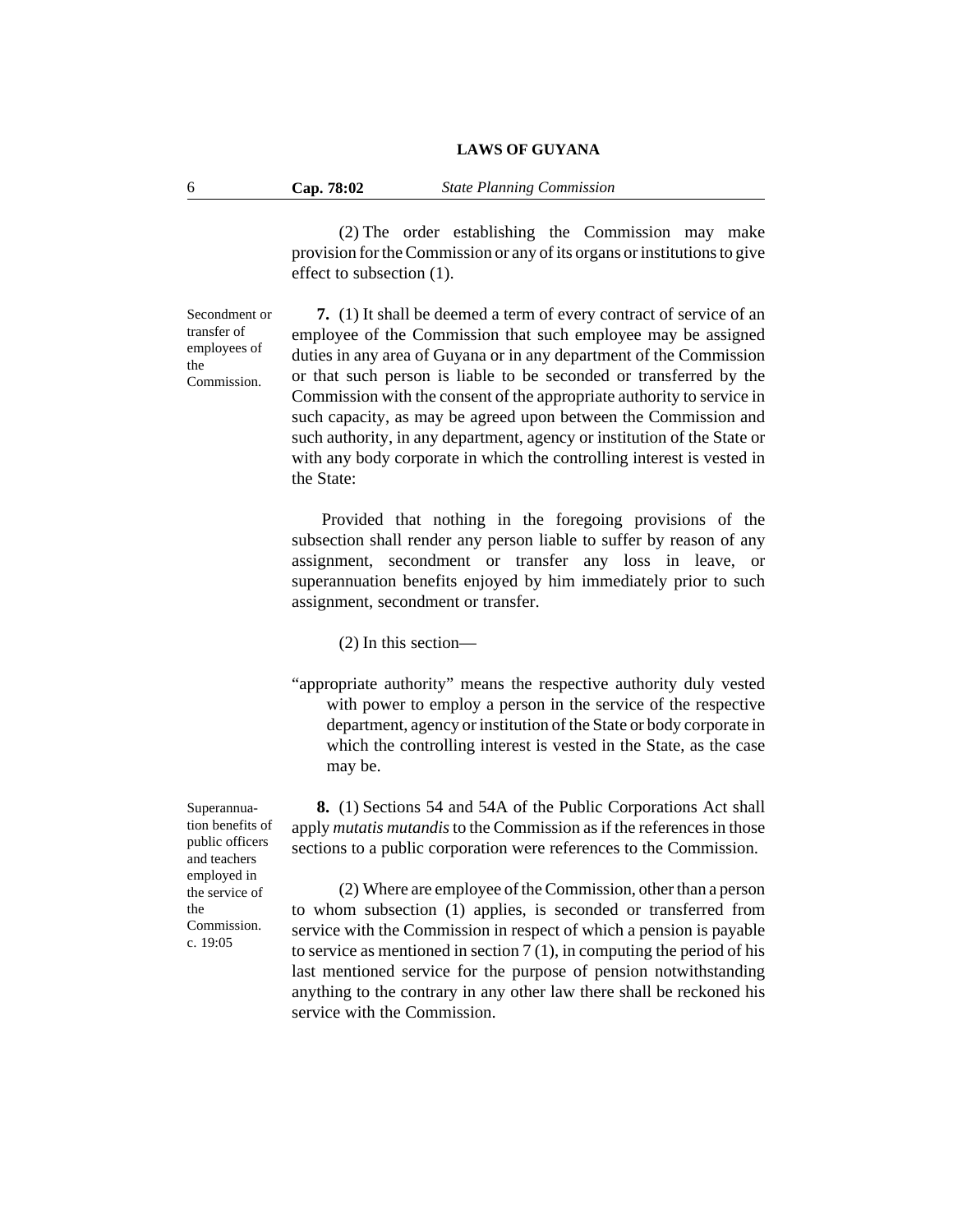(2) The order establishing the Commission may make provision for the Commission or any of its organs or institutions to give effect to subsection (1).

Secondment or transfer of employees of the Commission.

**7.** (1) It shall be deemed a term of every contract of service of an employee of the Commission that such employee may be assigned duties in any area of Guyana or in any department of the Commission or that such person is liable to be seconded or transferred by the Commission with the consent of the appropriate authority to service in such capacity, as may be agreed upon between the Commission and such authority, in any department, agency or institution of the State or with any body corporate in which the controlling interest is vested in the State:

Provided that nothing in the foregoing provisions of the subsection shall render any person liable to suffer by reason of any assignment, secondment or transfer any loss in leave, or superannuation benefits enjoyed by him immediately prior to such assignment, secondment or transfer.

(2) In this section—

"appropriate authority" means the respective authority duly vested with power to employ a person in the service of the respective department, agency or institution of the State or body corporate in which the controlling interest is vested in the State, as the case may be.

Superannuation benefits of public officers and teachers employed in the service of the Commission. c. 19:05

**8.** (1) Sections 54 and 54A of the Public Corporations Act shall apply *mutatis mutandis* to the Commission as if the references in those sections to a public corporation were references to the Commission.

(2) Where are employee of the Commission, other than a person to whom subsection (1) applies, is seconded or transferred from service with the Commission in respect of which a pension is payable to service as mentioned in section 7 (1), in computing the period of his last mentioned service for the purpose of pension notwithstanding anything to the contrary in any other law there shall be reckoned his service with the Commission.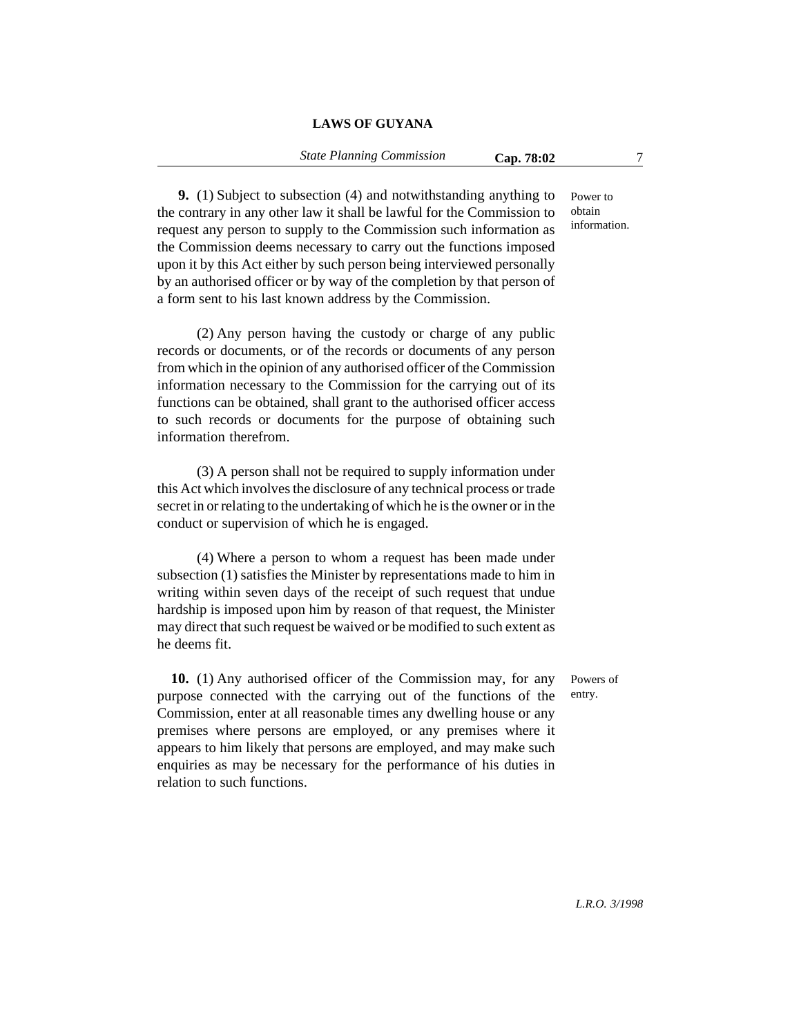**9.** (1) Subject to subsection (4) and notwithstanding anything to the contrary in any other law it shall be lawful for the Commission to request any person to supply to the Commission such information as the Commission deems necessary to carry out the functions imposed upon it by this Act either by such person being interviewed personally by an authorised officer or by way of the completion by that person of a form sent to his last known address by the Commission.

Power to obtain information.

(2) Any person having the custody or charge of any public records or documents, or of the records or documents of any person from which in the opinion of any authorised officer of the Commission information necessary to the Commission for the carrying out of its functions can be obtained, shall grant to the authorised officer access to such records or documents for the purpose of obtaining such information therefrom.

(3) A person shall not be required to supply information under this Act which involves the disclosure of any technical process or trade secret in or relating to the undertaking of which he is the owner or in the conduct or supervision of which he is engaged.

(4) Where a person to whom a request has been made under subsection (1) satisfies the Minister by representations made to him in writing within seven days of the receipt of such request that undue hardship is imposed upon him by reason of that request, the Minister may direct that such request be waived or be modified to such extent as he deems fit.

**10.** (1) Any authorised officer of the Commission may, for any purpose connected with the carrying out of the functions of the Commission, enter at all reasonable times any dwelling house or any premises where persons are employed, or any premises where it appears to him likely that persons are employed, and may make such enquiries as may be necessary for the performance of his duties in relation to such functions.

Powers of entry.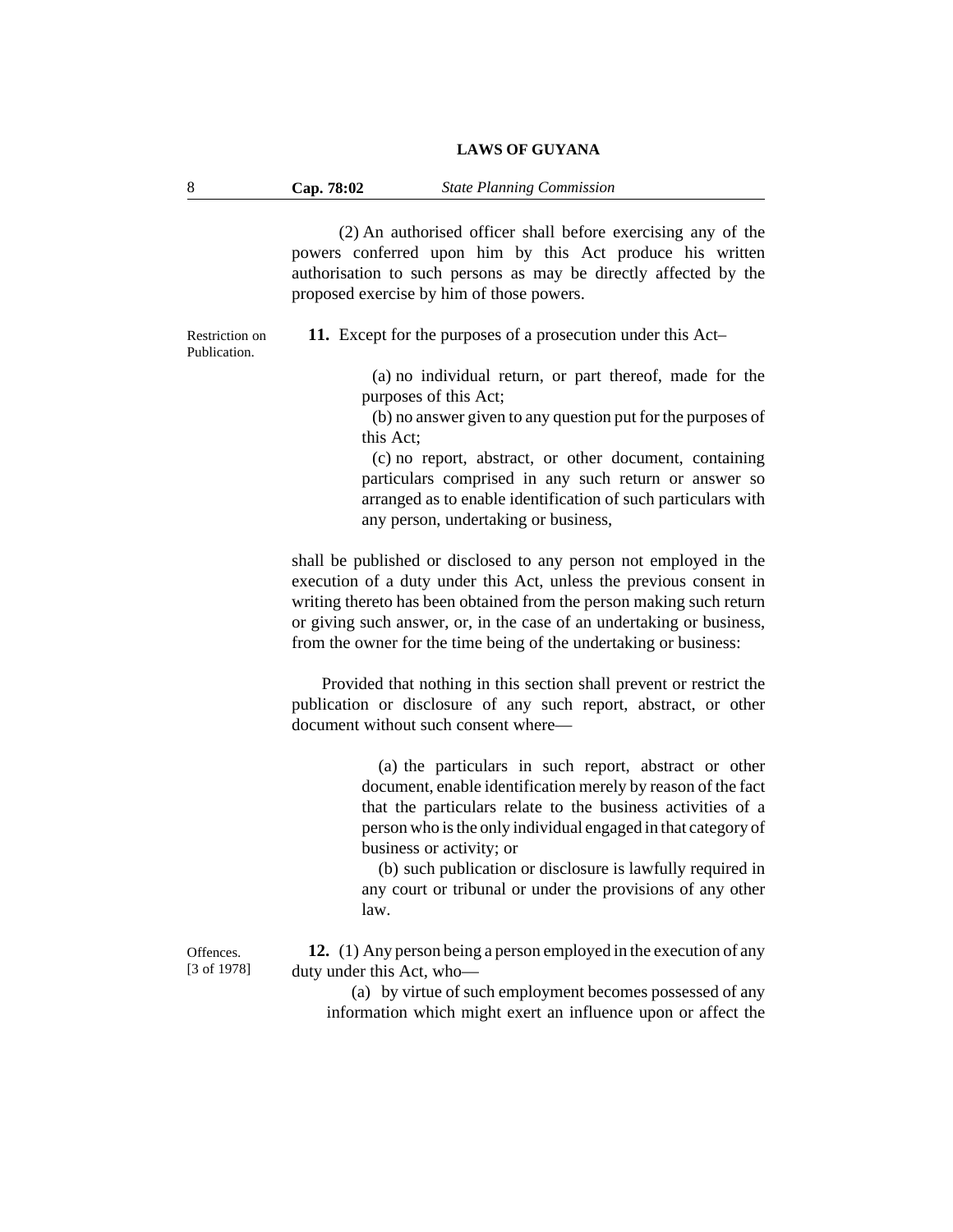(2) An authorised officer shall before exercising any of the powers conferred upon him by this Act produce his written authorisation to such persons as may be directly affected by the proposed exercise by him of those powers.

Restriction on Publication.

**11.** Except for the purposes of a prosecution under this Act–

(a) no individual return, or part thereof, made for the purposes of this Act;

(b) no answer given to any question put for the purposes of this Act;

(c) no report, abstract, or other document, containing particulars comprised in any such return or answer so arranged as to enable identification of such particulars with any person, undertaking or business,

shall be published or disclosed to any person not employed in the execution of a duty under this Act, unless the previous consent in writing thereto has been obtained from the person making such return or giving such answer, or, in the case of an undertaking or business, from the owner for the time being of the undertaking or business:

Provided that nothing in this section shall prevent or restrict the publication or disclosure of any such report, abstract, or other document without such consent where—

(a) the particulars in such report, abstract or other document, enable identification merely by reason of the fact that the particulars relate to the business activities of a person who is the only individual engaged in that category of business or activity; or

(b) such publication or disclosure is lawfully required in any court or tribunal or under the provisions of any other law.

Offences. [3 of 1978]

**12.** (1) Any person being a person employed in the execution of any duty under this Act, who—

(a) by virtue of such employment becomes possessed of any information which might exert an influence upon or affect the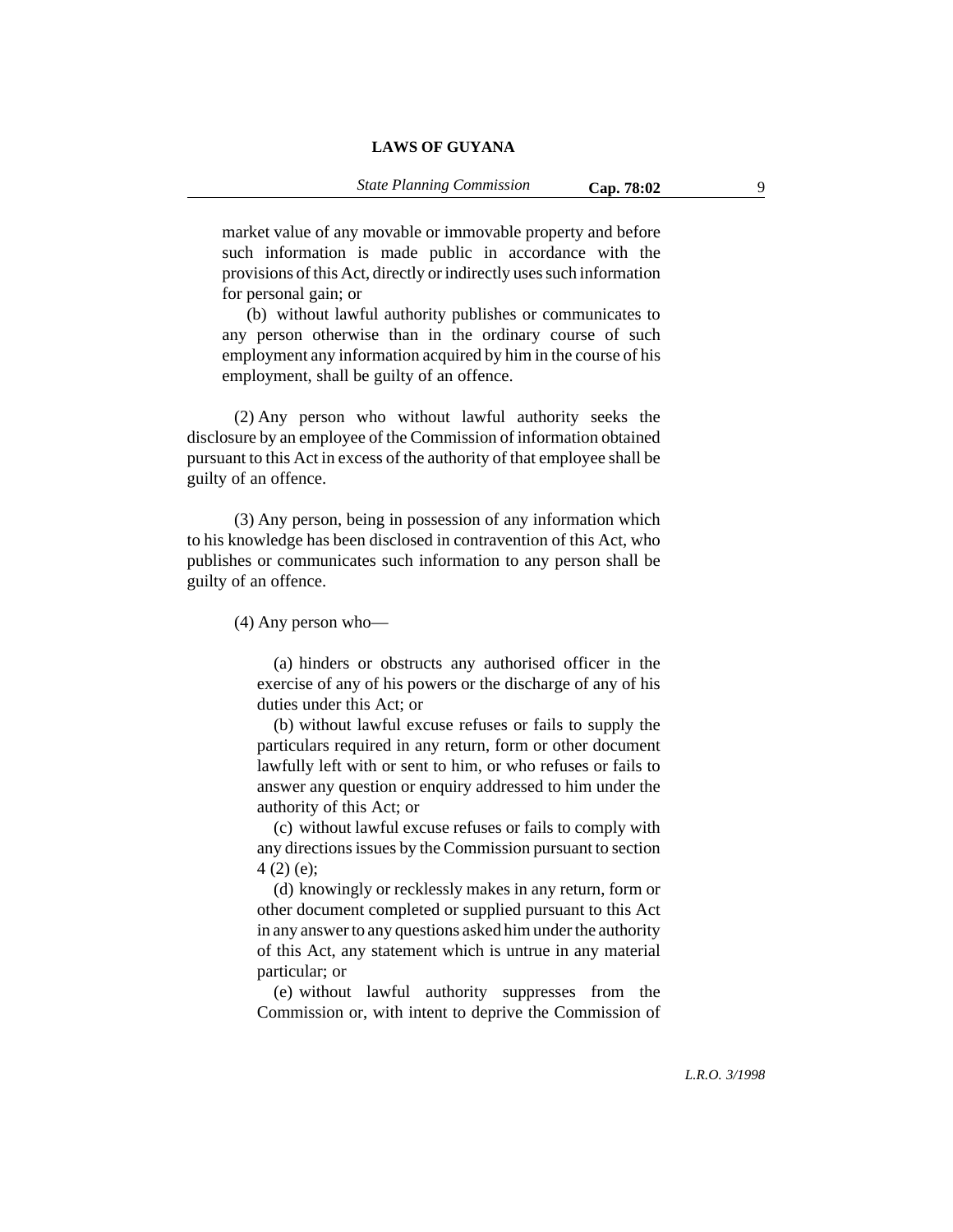market value of any movable or immovable property and before such information is made public in accordance with the provisions of this Act, directly or indirectly uses such information for personal gain; or

(b) without lawful authority publishes or communicates to any person otherwise than in the ordinary course of such employment any information acquired by him in the course of his employment, shall be guilty of an offence.

(2) Any person who without lawful authority seeks the disclosure by an employee of the Commission of information obtained pursuant to this Act in excess of the authority of that employee shall be guilty of an offence.

(3) Any person, being in possession of any information which to his knowledge has been disclosed in contravention of this Act, who publishes or communicates such information to any person shall be guilty of an offence.

(4) Any person who—

(a) hinders or obstructs any authorised officer in the exercise of any of his powers or the discharge of any of his duties under this Act; or

(b) without lawful excuse refuses or fails to supply the particulars required in any return, form or other document lawfully left with or sent to him, or who refuses or fails to answer any question or enquiry addressed to him under the authority of this Act; or

(c) without lawful excuse refuses or fails to comply with any directions issues by the Commission pursuant to section 4 (2) (e);

(d) knowingly or recklessly makes in any return, form or other document completed or supplied pursuant to this Act in any answer to any questions asked him under the authority of this Act, any statement which is untrue in any material particular; or

(e) without lawful authority suppresses from the Commission or, with intent to deprive the Commission of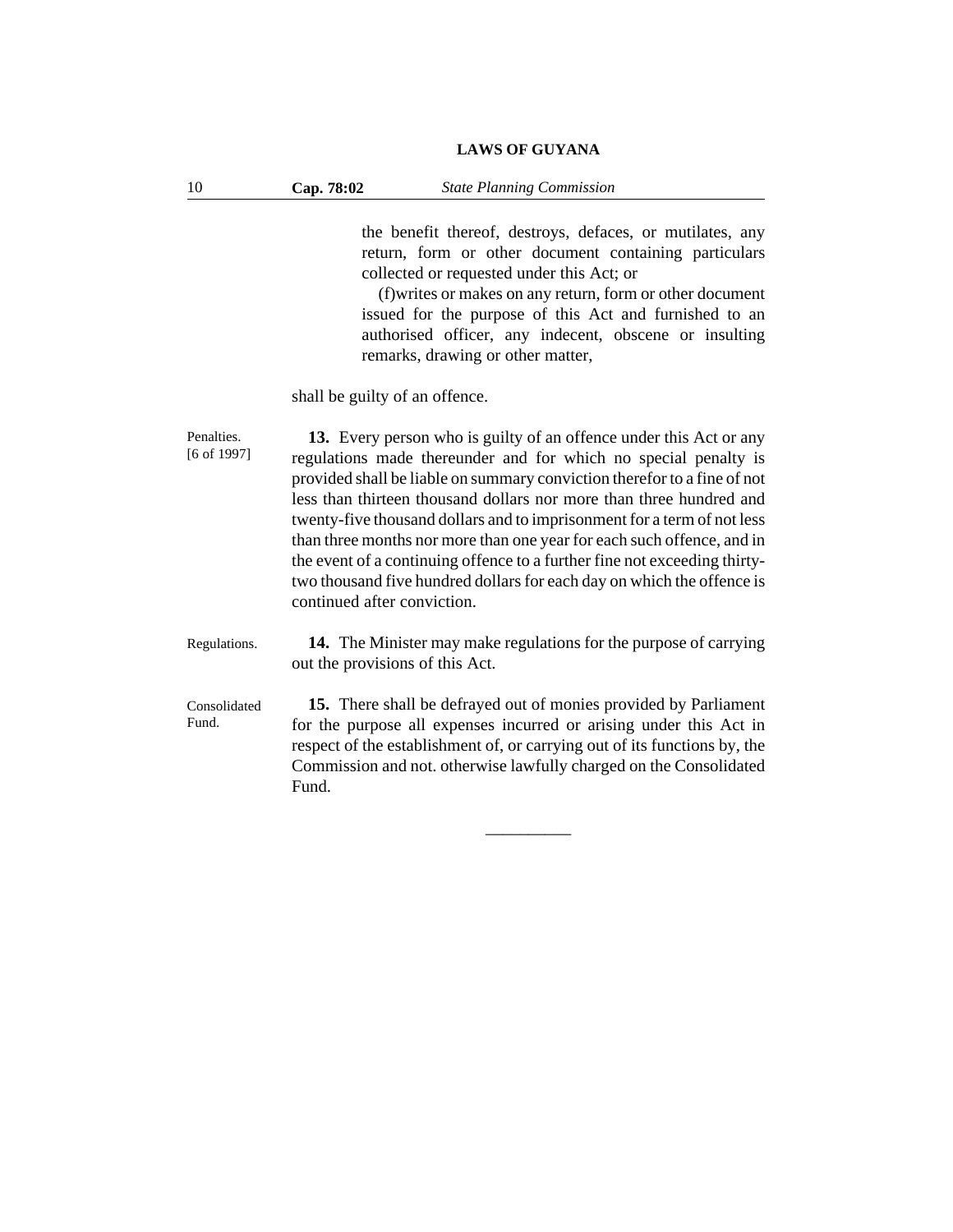the benefit thereof, destroys, defaces, or mutilates, any return, form or other document containing particulars collected or requested under this Act; or

(f) writes or makes on any return, form or other document issued for the purpose of this Act and furnished to an authorised officer, any indecent, obscene or insulting remarks, drawing or other matter,

shall be guilty of an offence.

Penalties. [6 of 1997]

**13.** Every person who is guilty of an offence under this Act or any regulations made thereunder and for which no special penalty is provided shall be liable on summary conviction therefor to a fine of not less than thirteen thousand dollars nor more than three hundred and twenty-five thousand dollars and to imprisonment for a term of not less than three months nor more than one year for each such offence, and in the event of a continuing offence to a further fine not exceeding thirty-two thousand five hundred dollars for each day on which the offence is continued after conviction.

Regulations.

**14.** The Minister may make regulations for the purpose of carrying out the provisions of this Act.

Consolidated Fund.

**15.** There shall be defrayed out of monies provided by Parliament for the purpose all expenses incurred or arising under this Act in respect of the establishment of, or carrying out of its functions by, the Commission and not. otherwise lawfully charged on the Consolidated Fund.

\_\_\_\_\_\_\_\_\_\_